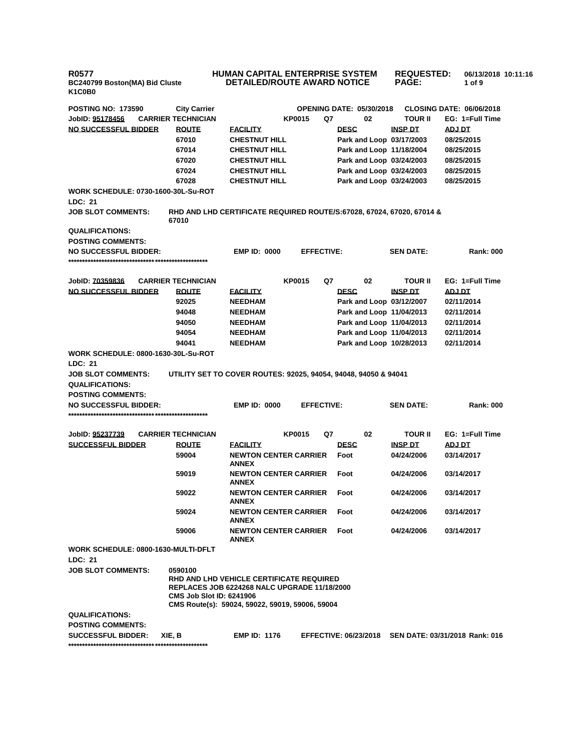**R0577**
**BC240799 Boston(MA) Bid Cluste**
**K1C0B0**

**HUMAN CAPITAL ENTERPRISE SYSTEM**
**DETAILED/ROUTE AWARD NOTICE**

**REQUESTED:** 06/13/2018 10:11:16

**POSTING NO: 173590** | **City Carrier** | **OPENING DATE: 05/30/2018** | **CLOSING DATE: 06/06/2018**

**JobID: 95178456** | **CARRIER TECHNICIAN** | **KP0015** | **Q7** | **02** | **TOUR II** | **EG: 1=Full Time**

| NO SUCCESSFUL BIDDER | ROUTE | FACILITY | DESC | INSP DT | ADJ DT |
|---|---|---|---|---|---|
| | 67010 | CHESTNUT HILL | Park and Loop | 03/17/2003 | 08/25/2015 |
| | 67014 | CHESTNUT HILL | Park and Loop | 11/18/2004 | 08/25/2015 |
| | 67020 | CHESTNUT HILL | Park and Loop | 03/24/2003 | 08/25/2015 |
| | 67024 | CHESTNUT HILL | Park and Loop | 03/24/2003 | 08/25/2015 |
| | 67028 | CHESTNUT HILL | Park and Loop | 03/24/2003 | 08/25/2015 |

**WORK SCHEDULE: 0730-1600-30L-Su-ROT**
**LDC: 21**
**JOB SLOT COMMENTS:** RHD AND LHD CERTIFICATE REQUIRED ROUTE/S:67028, 67024, 67020, 67014 & 67010
**QUALIFICATIONS:**
**POSTING COMMENTS:**
**NO SUCCESSFUL BIDDER:** | **EMP ID: 0000** | **EFFECTIVE:** | **SEN DATE:** | **Rank: 000**

***************************************************

**JobID: 70359836** | **CARRIER TECHNICIAN** | **KP0015** | **Q7** | **02** | **TOUR II** | **EG: 1=Full Time**

| NO SUCCESSFUL BIDDER | ROUTE | FACILITY | DESC | INSP DT | ADJ DT |
|---|---|---|---|---|---|
| | 92025 | NEEDHAM | Park and Loop | 03/12/2007 | 02/11/2014 |
| | 94048 | NEEDHAM | Park and Loop | 11/04/2013 | 02/11/2014 |
| | 94050 | NEEDHAM | Park and Loop | 11/04/2013 | 02/11/2014 |
| | 94054 | NEEDHAM | Park and Loop | 11/04/2013 | 02/11/2014 |
| | 94041 | NEEDHAM | Park and Loop | 10/28/2013 | 02/11/2014 |

**WORK SCHEDULE: 0800-1630-30L-Su-ROT**
**LDC: 21**
**JOB SLOT COMMENTS:** UTILITY SET TO COVER ROUTES: 92025, 94054, 94048, 94050 & 94041
**QUALIFICATIONS:**
**POSTING COMMENTS:**
**NO SUCCESSFUL BIDDER:** | **EMP ID: 0000** | **EFFECTIVE:** | **SEN DATE:** | **Rank: 000**

***************************************************

**JobID: 95237739** | **CARRIER TECHNICIAN** | **KP0015** | **Q7** | **02** | **TOUR II** | **EG: 1=Full Time**

| SUCCESSFUL BIDDER | ROUTE | FACILITY | DESC | INSP DT | ADJ DT |
|---|---|---|---|---|---|
| | 59004 | NEWTON CENTER CARRIER ANNEX | Foot | 04/24/2006 | 03/14/2017 |
| | 59019 | NEWTON CENTER CARRIER ANNEX | Foot | 04/24/2006 | 03/14/2017 |
| | 59022 | NEWTON CENTER CARRIER ANNEX | Foot | 04/24/2006 | 03/14/2017 |
| | 59024 | NEWTON CENTER CARRIER ANNEX | Foot | 04/24/2006 | 03/14/2017 |
| | 59006 | NEWTON CENTER CARRIER ANNEX | Foot | 04/24/2006 | 03/14/2017 |

**WORK SCHEDULE: 0800-1630-MULTI-DFLT**
**LDC: 21**
**JOB SLOT COMMENTS:** 0590100
RHD AND LHD VEHICLE CERTIFICATE REQUIRED
REPLACES JOB 6224268 NALC UPGRADE 11/18/2000
CMS Job Slot ID: 6241906
CMS Route(s): 59024, 59022, 59019, 59006, 59004
**QUALIFICATIONS:**
**POSTING COMMENTS:**
**SUCCESSFUL BIDDER:** XIE, B | **EMP ID: 1176** | **EFFECTIVE: 06/23/2018** | **SEN DATE: 03/31/2018** | **Rank: 016**

***************************************************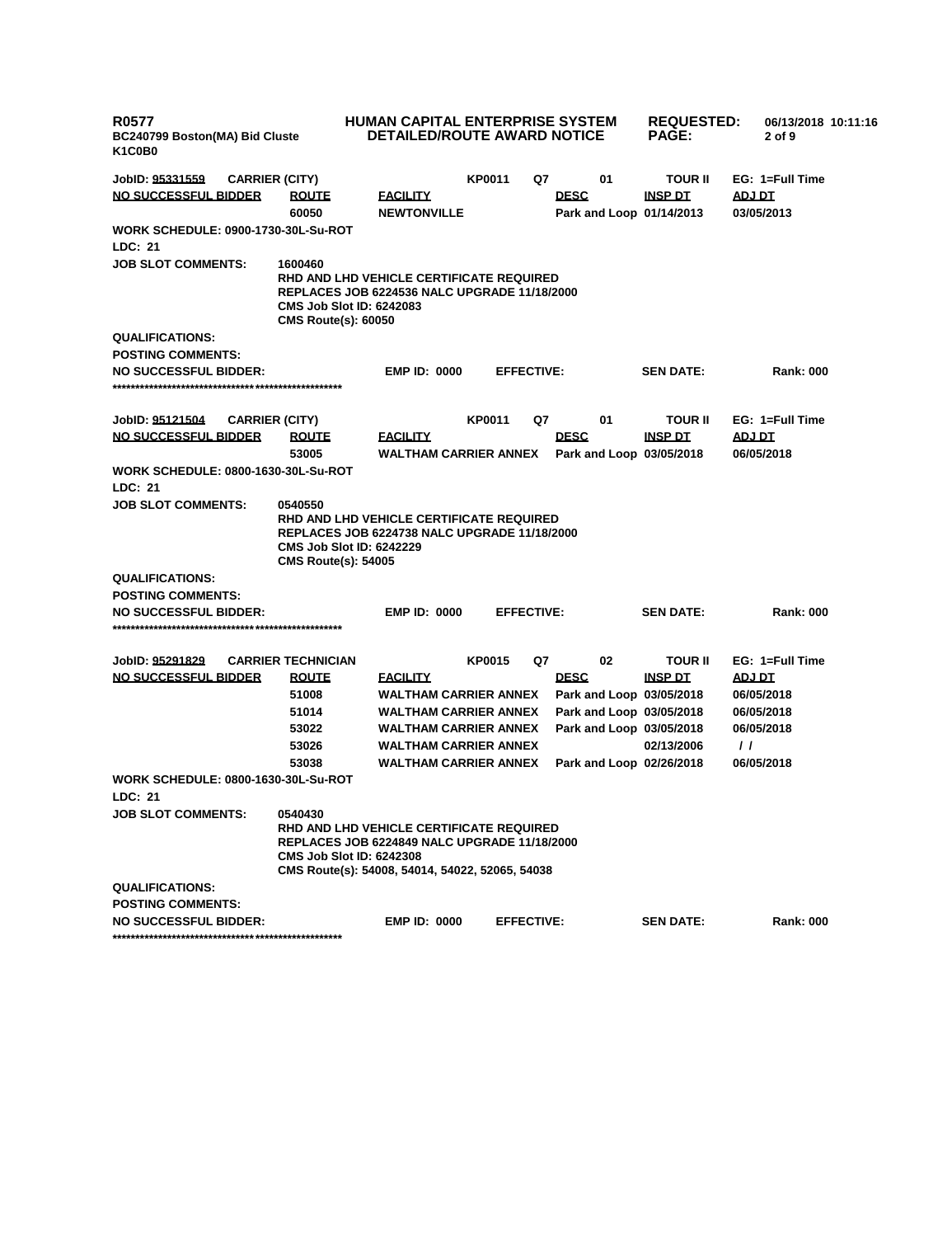**R0577** **HUMAN CAPITAL ENTERPRISE SYSTEM** **REQUESTED:** 06/13/2018 10:11:16
**BC240799 Boston(MA) Bid Cluste** **DETAILED/ROUTE AWARD NOTICE**
**K1C0B0**

**JobID: 95331559** **CARRIER (CITY)** **KP0011** **Q7** **01** **TOUR II** **EG: 1=Full Time**

| NO SUCCESSFUL BIDDER | ROUTE | FACILITY | DESC | INSP DT | ADJ DT |
|---|---|---|---|---|---|
| | 60050 | NEWTONVILLE | Park and Loop | 01/14/2013 | 03/05/2013 |

**WORK SCHEDULE: 0900-1730-30L-Su-ROT**
**LDC: 21**
**JOB SLOT COMMENTS:** 1600460
RHD AND LHD VEHICLE CERTIFICATE REQUIRED
REPLACES JOB 6224536 NALC UPGRADE 11/18/2000
CMS Job Slot ID: 6242083
CMS Route(s): 60050
**QUALIFICATIONS:**
**POSTING COMMENTS:**
**NO SUCCESSFUL BIDDER:** **EMP ID: 0000** **EFFECTIVE:** **SEN DATE:** **Rank: 000**
**************************************************

**JobID: 95121504** **CARRIER (CITY)** **KP0011** **Q7** **01** **TOUR II** **EG: 1=Full Time**

| NO SUCCESSFUL BIDDER | ROUTE | FACILITY | DESC | INSP DT | ADJ DT |
|---|---|---|---|---|---|
| | 53005 | WALTHAM CARRIER ANNEX | Park and Loop | 03/05/2018 | 06/05/2018 |

**WORK SCHEDULE: 0800-1630-30L-Su-ROT**
**LDC: 21**
**JOB SLOT COMMENTS:** 0540550
RHD AND LHD VEHICLE CERTIFICATE REQUIRED
REPLACES JOB 6224738 NALC UPGRADE 11/18/2000
CMS Job Slot ID: 6242229
CMS Route(s): 54005
**QUALIFICATIONS:**
**POSTING COMMENTS:**
**NO SUCCESSFUL BIDDER:** **EMP ID: 0000** **EFFECTIVE:** **SEN DATE:** **Rank: 000**
**************************************************

**JobID: 95291829** **CARRIER TECHNICIAN** **KP0015** **Q7** **02** **TOUR II** **EG: 1=Full Time**

| NO SUCCESSFUL BIDDER | ROUTE | FACILITY | DESC | INSP DT | ADJ DT |
|---|---|---|---|---|---|
| | 51008 | WALTHAM CARRIER ANNEX | Park and Loop | 03/05/2018 | 06/05/2018 |
| | 51014 | WALTHAM CARRIER ANNEX | Park and Loop | 03/05/2018 | 06/05/2018 |
| | 53022 | WALTHAM CARRIER ANNEX | Park and Loop | 03/05/2018 | 06/05/2018 |
| | 53026 | WALTHAM CARRIER ANNEX | | 02/13/2006 | / / |
| | 53038 | WALTHAM CARRIER ANNEX | Park and Loop | 02/26/2018 | 06/05/2018 |

**WORK SCHEDULE: 0800-1630-30L-Su-ROT**
**LDC: 21**
**JOB SLOT COMMENTS:** 0540430
RHD AND LHD VEHICLE CERTIFICATE REQUIRED
REPLACES JOB 6224849 NALC UPGRADE 11/18/2000
CMS Job Slot ID: 6242308
CMS Route(s): 54008, 54014, 54022, 52065, 54038
**QUALIFICATIONS:**
**POSTING COMMENTS:**
**NO SUCCESSFUL BIDDER:** **EMP ID: 0000** **EFFECTIVE:** **SEN DATE:** **Rank: 000**
**************************************************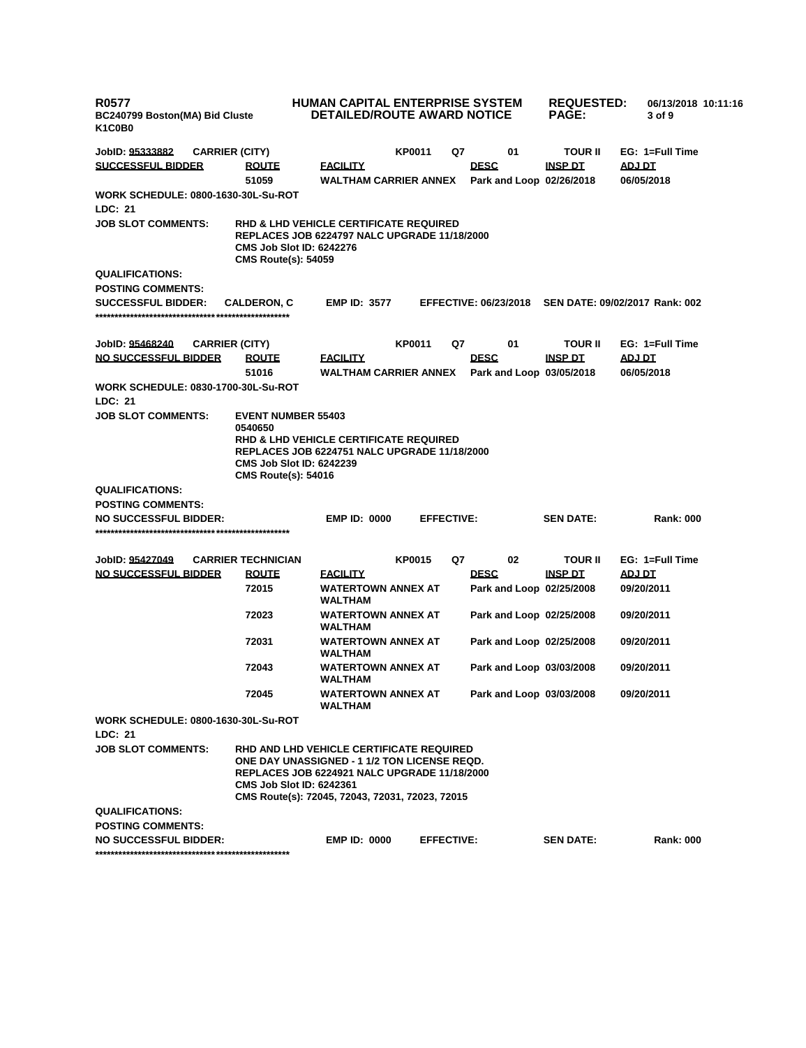**R0577**
**BC240799 Boston(MA) Bid Cluste**
**K1C0B0**

**HUMAN CAPITAL ENTERPRISE SYSTEM**
**DETAILED/ROUTE AWARD NOTICE**

**REQUESTED:** 06/13/2018 10:11:16

---

**JobID: 95333882** CARRIER (CITY) KP0011 Q7 01 TOUR II EG: 1=Full Time

| SUCCESSFUL BIDDER | ROUTE | FACILITY | DESC | INSP DT | ADJ DT |
|---|---|---|---|---|---|
| | 51059 | WALTHAM CARRIER ANNEX | Park and Loop | 02/26/2018 | 06/05/2018 |

**WORK SCHEDULE:** 0800-1630-30L-Su-ROT

**LDC:** 21

**JOB SLOT COMMENTS:**
RHD & LHD VEHICLE CERTIFICATE REQUIRED
REPLACES JOB 6224797 NALC UPGRADE 11/18/2000
CMS Job Slot ID: 6242276
CMS Route(s): 54059

**QUALIFICATIONS:**

**POSTING COMMENTS:**

**SUCCESSFUL BIDDER:** CALDERON, C **EMP ID:** 3577 **EFFECTIVE:** 06/23/2018 **SEN DATE:** 09/02/2017 **Rank:** 002

*************************************************

**JobID: 95468240** CARRIER (CITY) KP0011 Q7 01 TOUR II EG: 1=Full Time

| NO SUCCESSFUL BIDDER | ROUTE | FACILITY | DESC | INSP DT | ADJ DT |
|---|---|---|---|---|---|
| | 51016 | WALTHAM CARRIER ANNEX | Park and Loop | 03/05/2018 | 06/05/2018 |

**WORK SCHEDULE:** 0830-1700-30L-Su-ROT

**LDC:** 21

**JOB SLOT COMMENTS:**
EVENT NUMBER 55403
0540650
RHD & LHD VEHICLE CERTIFICATE REQUIRED
REPLACES JOB 6224751 NALC UPGRADE 11/18/2000
CMS Job Slot ID: 6242239
CMS Route(s): 54016

**QUALIFICATIONS:**

**POSTING COMMENTS:**

**NO SUCCESSFUL BIDDER:** **EMP ID:** 0000 **EFFECTIVE:** **SEN DATE:** **Rank:** 000

*************************************************

**JobID: 95427049** CARRIER TECHNICIAN KP0015 Q7 02 TOUR II EG: 1=Full Time

| NO SUCCESSFUL BIDDER | ROUTE | FACILITY | DESC | INSP DT | ADJ DT |
|---|---|---|---|---|---|
| | 72015 | WATERTOWN ANNEX AT WALTHAM | Park and Loop | 02/25/2008 | 09/20/2011 |
| | 72023 | WATERTOWN ANNEX AT WALTHAM | Park and Loop | 02/25/2008 | 09/20/2011 |
| | 72031 | WATERTOWN ANNEX AT WALTHAM | Park and Loop | 02/25/2008 | 09/20/2011 |
| | 72043 | WATERTOWN ANNEX AT WALTHAM | Park and Loop | 03/03/2008 | 09/20/2011 |
| | 72045 | WATERTOWN ANNEX AT WALTHAM | Park and Loop | 03/03/2008 | 09/20/2011 |

**WORK SCHEDULE:** 0800-1630-30L-Su-ROT

**LDC:** 21

**JOB SLOT COMMENTS:**
RHD AND LHD VEHICLE CERTIFICATE REQUIRED
ONE DAY UNASSIGNED - 1 1/2 TON LICENSE REQD.
REPLACES JOB 6224921 NALC UPGRADE 11/18/2000
CMS Job Slot ID: 6242361
CMS Route(s): 72045, 72043, 72031, 72023, 72015

**QUALIFICATIONS:**

**POSTING COMMENTS:**

**NO SUCCESSFUL BIDDER:** **EMP ID:** 0000 **EFFECTIVE:** **SEN DATE:** **Rank:** 000

*************************************************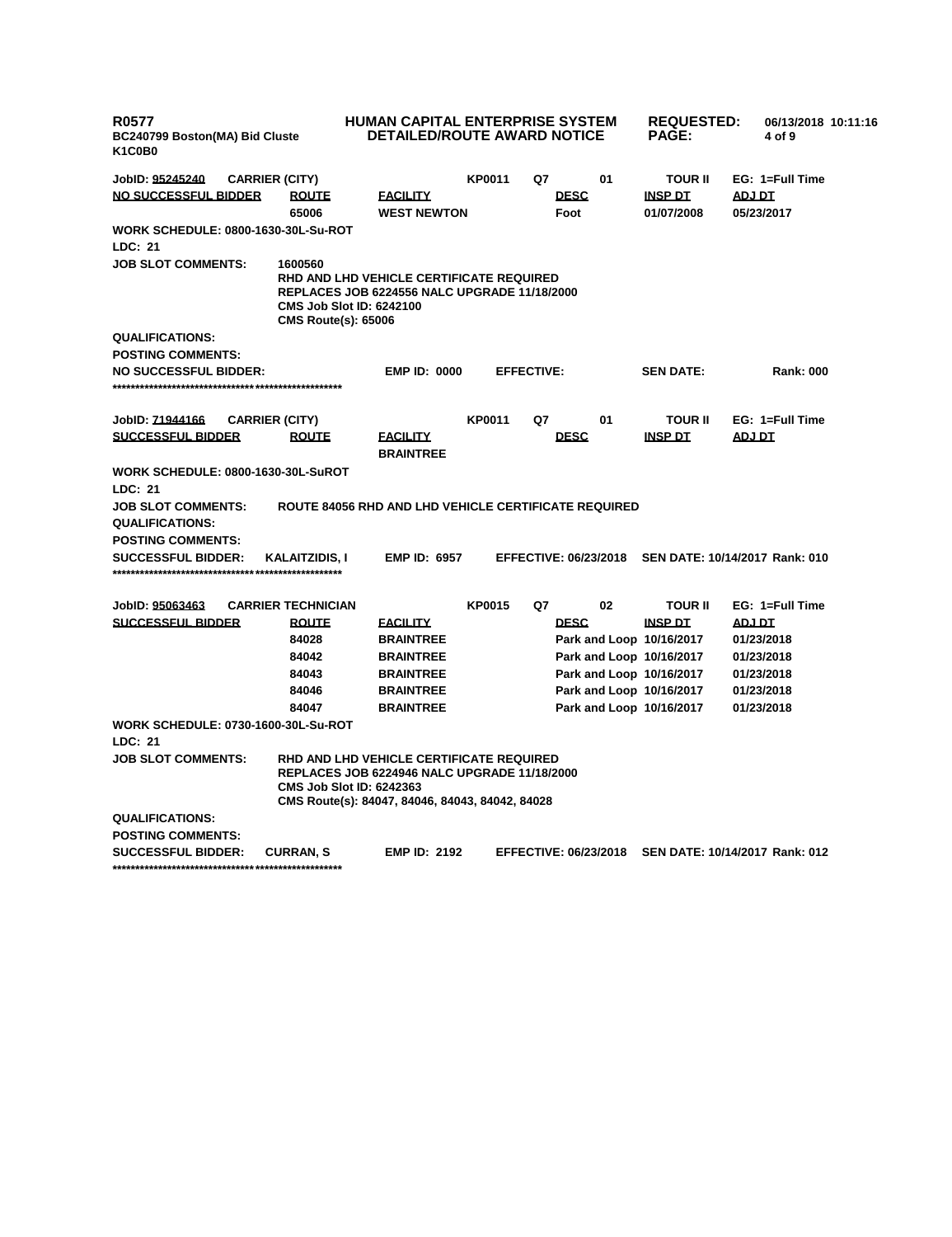**R0577** **HUMAN CAPITAL ENTERPRISE SYSTEM** **REQUESTED:** 06/13/2018 10:11:16
**BC240799 Boston(MA) Bid Cluste** **DETAILED/ROUTE AWARD NOTICE**
**K1C0B0**

**JobID: 95245240** **CARRIER (CITY)** **KP0011** **Q7** **01** **TOUR II** **EG: 1=Full Time**

| NO SUCCESSFUL BIDDER | ROUTE | FACILITY | DESC | INSP DT | ADJ DT |
|---|---|---|---|---|---|
| | 65006 | WEST NEWTON | Foot | 01/07/2008 | 05/23/2017 |

**WORK SCHEDULE: 0800-1630-30L-Su-ROT**
**LDC: 21**
**JOB SLOT COMMENTS:** 1600560
RHD AND LHD VEHICLE CERTIFICATE REQUIRED
REPLACES JOB 6224556 NALC UPGRADE 11/18/2000
CMS Job Slot ID: 6242100
CMS Route(s): 65006
**QUALIFICATIONS:**
**POSTING COMMENTS:**
**NO SUCCESSFUL BIDDER:** EMP ID: 0000 EFFECTIVE: SEN DATE: Rank: 000

***************************************************

**JobID: 71944166** **CARRIER (CITY)** **KP0011** **Q7** **01** **TOUR II** **EG: 1=Full Time**

| SUCCESSFUL BIDDER | ROUTE | FACILITY | DESC | INSP DT | ADJ DT |
|---|---|---|---|---|---|
| | | BRAINTREE | | | |

**WORK SCHEDULE: 0800-1630-30L-SuROT**
**LDC: 21**
**JOB SLOT COMMENTS:** ROUTE 84056 RHD AND LHD VEHICLE CERTIFICATE REQUIRED
**QUALIFICATIONS:**
**POSTING COMMENTS:**
**SUCCESSFUL BIDDER:** KALAITZIDIS, I EMP ID: 6957 EFFECTIVE: 06/23/2018 SEN DATE: 10/14/2017 Rank: 010

***************************************************

**JobID: 95063463** **CARRIER TECHNICIAN** **KP0015** **Q7** **02** **TOUR II** **EG: 1=Full Time**

| SUCCESSFUL BIDDER | ROUTE | FACILITY | DESC | INSP DT | ADJ DT |
|---|---|---|---|---|---|
| | 84028 | BRAINTREE | Park and Loop | 10/16/2017 | 01/23/2018 |
| | 84042 | BRAINTREE | Park and Loop | 10/16/2017 | 01/23/2018 |
| | 84043 | BRAINTREE | Park and Loop | 10/16/2017 | 01/23/2018 |
| | 84046 | BRAINTREE | Park and Loop | 10/16/2017 | 01/23/2018 |
| | 84047 | BRAINTREE | Park and Loop | 10/16/2017 | 01/23/2018 |

**WORK SCHEDULE: 0730-1600-30L-Su-ROT**
**LDC: 21**
**JOB SLOT COMMENTS:** RHD AND LHD VEHICLE CERTIFICATE REQUIRED
REPLACES JOB 6224946 NALC UPGRADE 11/18/2000
CMS Job Slot ID: 6242363
CMS Route(s): 84047, 84046, 84043, 84042, 84028
**QUALIFICATIONS:**
**POSTING COMMENTS:**
**SUCCESSFUL BIDDER:** CURRAN, S EMP ID: 2192 EFFECTIVE: 06/23/2018 SEN DATE: 10/14/2017 Rank: 012

***************************************************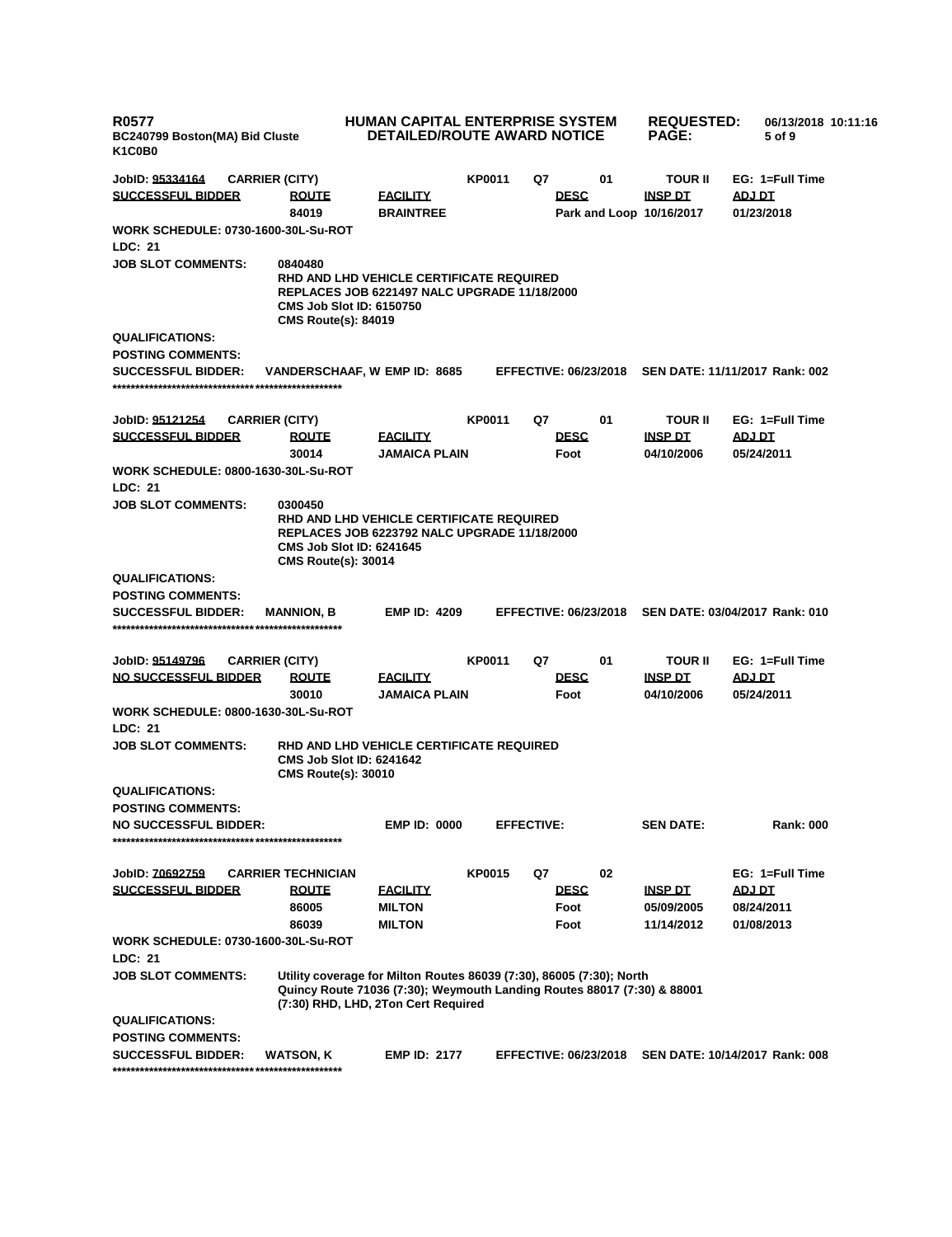**R0577** **HUMAN CAPITAL ENTERPRISE SYSTEM** **REQUESTED:** 06/13/2018 10:11:16
**BC240799 Boston(MA) Bid Cluste** **DETAILED/ROUTE AWARD NOTICE**
**K1C0B0**

**JobID: 95334164** **CARRIER (CITY)** **KP0011** **Q7** **01** **TOUR II** **EG: 1=Full Time**

| SUCCESSFUL BIDDER | ROUTE | FACILITY | DESC | INSP DT | ADJ DT |
|---|---|---|---|---|---|
| | 84019 | BRAINTREE | Park and Loop | 10/16/2017 | 01/23/2018 |

**WORK SCHEDULE: 0730-1600-30L-Su-ROT**
**LDC: 21**
**JOB SLOT COMMENTS:** 0840480
RHD AND LHD VEHICLE CERTIFICATE REQUIRED
REPLACES JOB 6221497 NALC UPGRADE 11/18/2000
CMS Job Slot ID: 6150750
CMS Route(s): 84019
**QUALIFICATIONS:**
**POSTING COMMENTS:**
**SUCCESSFUL BIDDER:** VANDERSCHAAF, W EMP ID: 8685 EFFECTIVE: 06/23/2018 SEN DATE: 11/11/2017 Rank: 002
***************************************************

**JobID: 95121254** **CARRIER (CITY)** **KP0011** **Q7** **01** **TOUR II** **EG: 1=Full Time**

| SUCCESSFUL BIDDER | ROUTE | FACILITY | DESC | INSP DT | ADJ DT |
|---|---|---|---|---|---|
| | 30014 | JAMAICA PLAIN | Foot | 04/10/2006 | 05/24/2011 |

**WORK SCHEDULE: 0800-1630-30L-Su-ROT**
**LDC: 21**
**JOB SLOT COMMENTS:** 0300450
RHD AND LHD VEHICLE CERTIFICATE REQUIRED
REPLACES JOB 6223792 NALC UPGRADE 11/18/2000
CMS Job Slot ID: 6241645
CMS Route(s): 30014
**QUALIFICATIONS:**
**POSTING COMMENTS:**
**SUCCESSFUL BIDDER:** MANNION, B EMP ID: 4209 EFFECTIVE: 06/23/2018 SEN DATE: 03/04/2017 Rank: 010
***************************************************

**JobID: 95149796** **CARRIER (CITY)** **KP0011** **Q7** **01** **TOUR II** **EG: 1=Full Time**

| NO SUCCESSFUL BIDDER | ROUTE | FACILITY | DESC | INSP DT | ADJ DT |
|---|---|---|---|---|---|
| | 30010 | JAMAICA PLAIN | Foot | 04/10/2006 | 05/24/2011 |

**WORK SCHEDULE: 0800-1630-30L-Su-ROT**
**LDC: 21**
**JOB SLOT COMMENTS:** RHD AND LHD VEHICLE CERTIFICATE REQUIRED
CMS Job Slot ID: 6241642
CMS Route(s): 30010
**QUALIFICATIONS:**
**POSTING COMMENTS:**
**NO SUCCESSFUL BIDDER:** EMP ID: 0000 EFFECTIVE: SEN DATE: Rank: 000
***************************************************

**JobID: 70692759** **CARRIER TECHNICIAN** **KP0015** **Q7** **02** **EG: 1=Full Time**

| SUCCESSFUL BIDDER | ROUTE | FACILITY | DESC | INSP DT | ADJ DT |
|---|---|---|---|---|---|
| | 86005 | MILTON | Foot | 05/09/2005 | 08/24/2011 |
| | 86039 | MILTON | Foot | 11/14/2012 | 01/08/2013 |

**WORK SCHEDULE: 0730-1600-30L-Su-ROT**
**LDC: 21**
**JOB SLOT COMMENTS:** Utility coverage for Milton Routes 86039 (7:30), 86005 (7:30); North Quincy Route 71036 (7:30); Weymouth Landing Routes 88017 (7:30) & 88001 (7:30) RHD, LHD, 2Ton Cert Required
**QUALIFICATIONS:**
**POSTING COMMENTS:**
**SUCCESSFUL BIDDER:** WATSON, K EMP ID: 2177 EFFECTIVE: 06/23/2018 SEN DATE: 10/14/2017 Rank: 008
***************************************************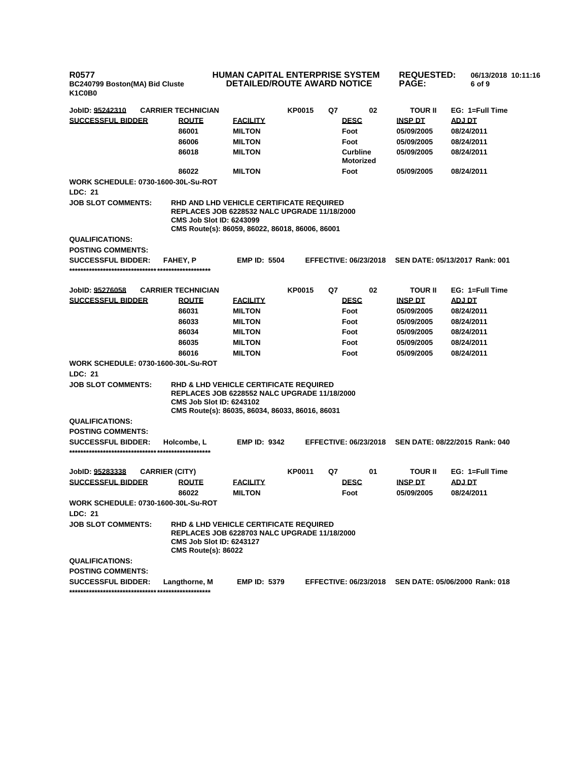**R0577** **HUMAN CAPITAL ENTERPRISE SYSTEM** **REQUESTED:** **06/13/2018 10:11:16**
**BC240799 Boston(MA) Bid Cluste** **DETAILED/ROUTE AWARD NOTICE**
**K1C0B0**

**JobID: 95242310** **CARRIER TECHNICIAN** **KP0015** **Q7** **02** **TOUR II** **EG: 1=Full Time**

| SUCCESSFUL BIDDER | ROUTE | FACILITY | DESC | INSP DT | ADJ DT |
|---|---|---|---|---|---|
| | 86001 | MILTON | Foot | 05/09/2005 | 08/24/2011 |
| | 86006 | MILTON | Foot | 05/09/2005 | 08/24/2011 |
| | 86018 | MILTON | Curbline Motorized | 05/09/2005 | 08/24/2011 |
| | 86022 | MILTON | Foot | 05/09/2005 | 08/24/2011 |

**WORK SCHEDULE: 0730-1600-30L-Su-ROT**

**LDC: 21**

**JOB SLOT COMMENTS:** RHD AND LHD VEHICLE CERTIFICATE REQUIRED
REPLACES JOB 6228532 NALC UPGRADE 11/18/2000
CMS Job Slot ID: 6243099
CMS Route(s): 86059, 86022, 86018, 86006, 86001

**QUALIFICATIONS:**

**POSTING COMMENTS:**

**SUCCESSFUL BIDDER:** FAHEY, P **EMP ID: 5504** **EFFECTIVE: 06/23/2018** **SEN DATE: 05/13/2017 Rank: 001**

****************************************************

**JobID: 95276058** **CARRIER TECHNICIAN** **KP0015** **Q7** **02** **TOUR II** **EG: 1=Full Time**

| SUCCESSFUL BIDDER | ROUTE | FACILITY | DESC | INSP DT | ADJ DT |
|---|---|---|---|---|---|
| | 86031 | MILTON | Foot | 05/09/2005 | 08/24/2011 |
| | 86033 | MILTON | Foot | 05/09/2005 | 08/24/2011 |
| | 86034 | MILTON | Foot | 05/09/2005 | 08/24/2011 |
| | 86035 | MILTON | Foot | 05/09/2005 | 08/24/2011 |
| | 86016 | MILTON | Foot | 05/09/2005 | 08/24/2011 |

**WORK SCHEDULE: 0730-1600-30L-Su-ROT**

**LDC: 21**

**JOB SLOT COMMENTS:** RHD & LHD VEHICLE CERTIFICATE REQUIRED
REPLACES JOB 6228552 NALC UPGRADE 11/18/2000
CMS Job Slot ID: 6243102
CMS Route(s): 86035, 86034, 86033, 86016, 86031

**QUALIFICATIONS:**

**POSTING COMMENTS:**

**SUCCESSFUL BIDDER:** Holcombe, L **EMP ID: 9342** **EFFECTIVE: 06/23/2018** **SEN DATE: 08/22/2015 Rank: 040**

****************************************************

**JobID: 95283338** **CARRIER (CITY)** **KP0011** **Q7** **01** **TOUR II** **EG: 1=Full Time**

| SUCCESSFUL BIDDER | ROUTE | FACILITY | DESC | INSP DT | ADJ DT |
|---|---|---|---|---|---|
| | 86022 | MILTON | Foot | 05/09/2005 | 08/24/2011 |

**WORK SCHEDULE: 0730-1600-30L-Su-ROT**

**LDC: 21**

**JOB SLOT COMMENTS:** RHD & LHD VEHICLE CERTIFICATE REQUIRED
REPLACES JOB 6228703 NALC UPGRADE 11/18/2000
CMS Job Slot ID: 6243127
CMS Route(s): 86022

**QUALIFICATIONS:**

**POSTING COMMENTS:**

**SUCCESSFUL BIDDER:** Langthorne, M **EMP ID: 5379** **EFFECTIVE: 06/23/2018** **SEN DATE: 05/06/2000 Rank: 018**

****************************************************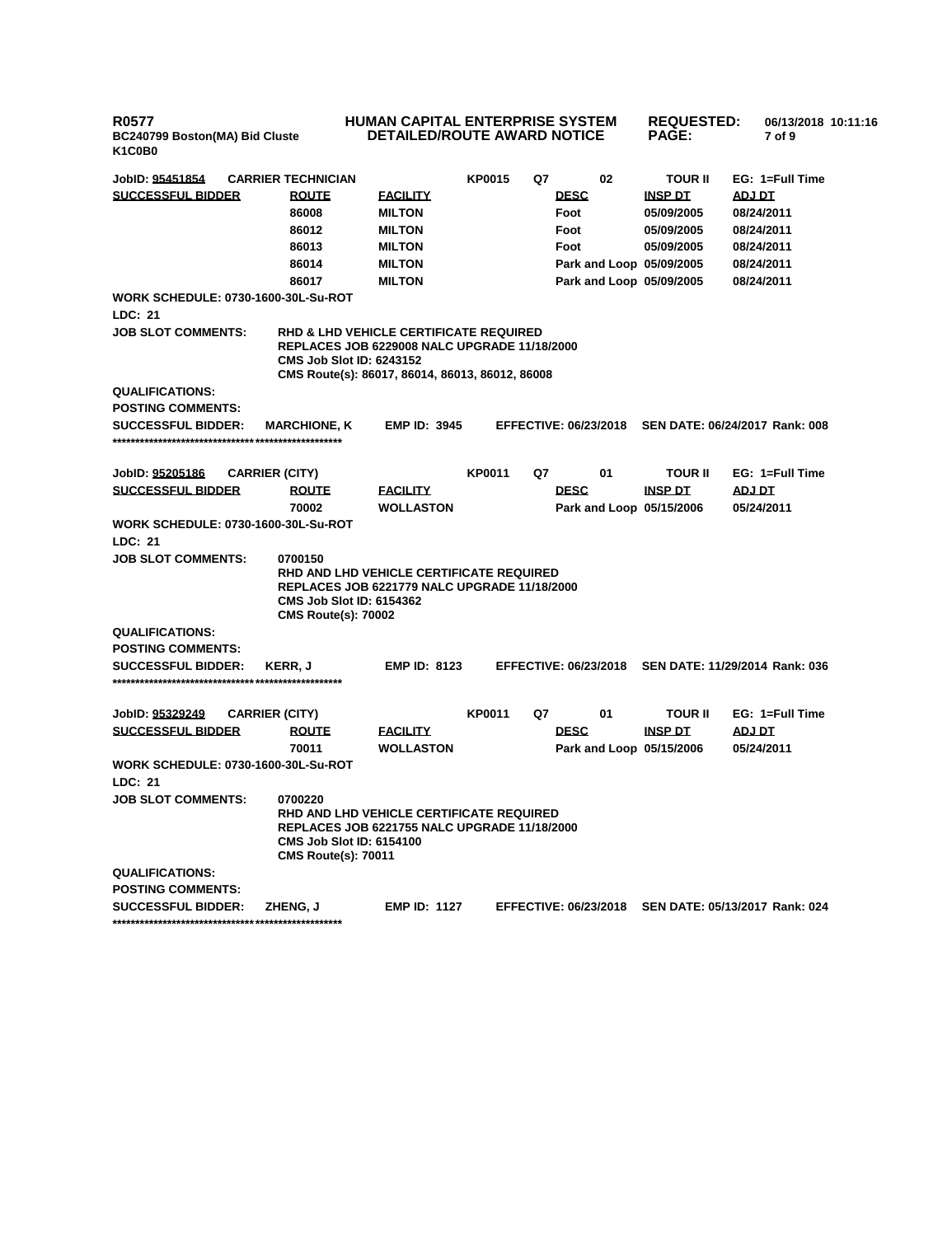**R0577** **HUMAN CAPITAL ENTERPRISE SYSTEM** **REQUESTED:** **06/13/2018 10:11:16**
**BC240799 Boston(MA) Bid Cluste** **DETAILED/ROUTE AWARD NOTICE**
**K1C0B0**

**JobID: 95451854** **CARRIER TECHNICIAN** **KP0015** **Q7** **02** **TOUR II** **EG: 1=Full Time**

| SUCCESSFUL BIDDER | ROUTE | FACILITY | DESC | INSP DT | ADJ DT |
|---|---|---|---|---|---|
| | 86008 | MILTON | Foot | 05/09/2005 | 08/24/2011 |
| | 86012 | MILTON | Foot | 05/09/2005 | 08/24/2011 |
| | 86013 | MILTON | Foot | 05/09/2005 | 08/24/2011 |
| | 86014 | MILTON | Park and Loop | 05/09/2005 | 08/24/2011 |
| | 86017 | MILTON | Park and Loop | 05/09/2005 | 08/24/2011 |

**WORK SCHEDULE: 0730-1600-30L-Su-ROT**

**LDC: 21**

**JOB SLOT COMMENTS:** RHD & LHD VEHICLE CERTIFICATE REQUIRED
REPLACES JOB 6229008 NALC UPGRADE 11/18/2000
CMS Job Slot ID: 6243152
CMS Route(s): 86017, 86014, 86013, 86012, 86008

**QUALIFICATIONS:**

**POSTING COMMENTS:**

**SUCCESSFUL BIDDER:** MARCHIONE, K **EMP ID:** 3945 **EFFECTIVE:** 06/23/2018 **SEN DATE:** 06/24/2017 **Rank:** 008

****************************************************

**JobID: 95205186** **CARRIER (CITY)** **KP0011** **Q7** **01** **TOUR II** **EG: 1=Full Time**

| SUCCESSFUL BIDDER | ROUTE | FACILITY | DESC | INSP DT | ADJ DT |
|---|---|---|---|---|---|
| | 70002 | WOLLASTON | Park and Loop | 05/15/2006 | 05/24/2011 |

**WORK SCHEDULE: 0730-1600-30L-Su-ROT**

**LDC: 21**

**JOB SLOT COMMENTS:** 0700150
RHD AND LHD VEHICLE CERTIFICATE REQUIRED
REPLACES JOB 6221779 NALC UPGRADE 11/18/2000
CMS Job Slot ID: 6154362
CMS Route(s): 70002

**QUALIFICATIONS:**

**POSTING COMMENTS:**

**SUCCESSFUL BIDDER:** KERR, J **EMP ID:** 8123 **EFFECTIVE:** 06/23/2018 **SEN DATE:** 11/29/2014 **Rank:** 036

****************************************************

**JobID: 95329249** **CARRIER (CITY)** **KP0011** **Q7** **01** **TOUR II** **EG: 1=Full Time**

| SUCCESSFUL BIDDER | ROUTE | FACILITY | DESC | INSP DT | ADJ DT |
|---|---|---|---|---|---|
| | 70011 | WOLLASTON | Park and Loop | 05/15/2006 | 05/24/2011 |

**WORK SCHEDULE: 0730-1600-30L-Su-ROT**

**LDC: 21**

**JOB SLOT COMMENTS:** 0700220
RHD AND LHD VEHICLE CERTIFICATE REQUIRED
REPLACES JOB 6221755 NALC UPGRADE 11/18/2000
CMS Job Slot ID: 6154100
CMS Route(s): 70011

**QUALIFICATIONS:**

**POSTING COMMENTS:**

**SUCCESSFUL BIDDER:** ZHENG, J **EMP ID:** 1127 **EFFECTIVE:** 06/23/2018 **SEN DATE:** 05/13/2017 **Rank:** 024

****************************************************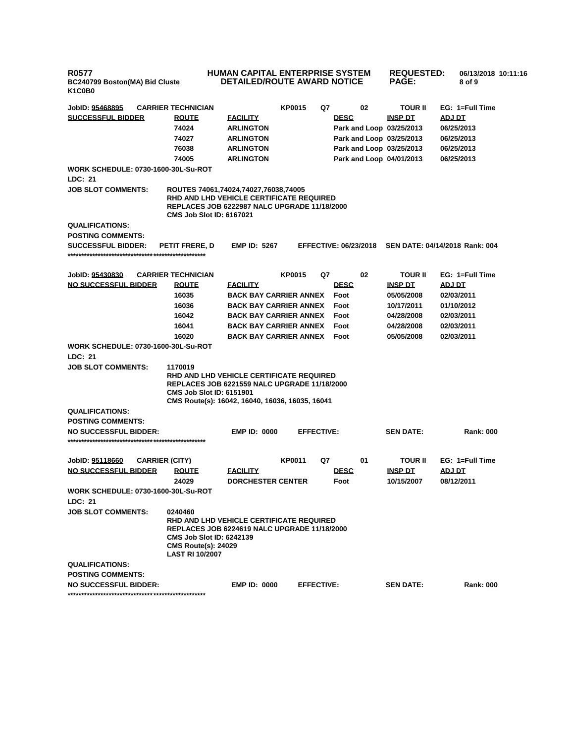**JobID: 95468895** | **CARRIER TECHNICIAN** | **KP0015** | **Q7** | **02** | **TOUR II** | **EG: 1=Full Time**

| SUCCESSFUL BIDDER | ROUTE | FACILITY | DESC | INSP DT | ADJ DT |
|---|---|---|---|---|---|
| | 74024 | ARLINGTON | Park and Loop | 03/25/2013 | 06/25/2013 |
| | 74027 | ARLINGTON | Park and Loop | 03/25/2013 | 06/25/2013 |
| | 76038 | ARLINGTON | Park and Loop | 03/25/2013 | 06/25/2013 |
| | 74005 | ARLINGTON | Park and Loop | 04/01/2013 | 06/25/2013 |

**WORK SCHEDULE: 0730-1600-30L-Su-ROT**

**LDC: 21**

**JOB SLOT COMMENTS:**
ROUTES 74061,74024,74027,76038,74005
RHD AND LHD VEHICLE CERTIFICATE REQUIRED
REPLACES JOB 6222987 NALC UPGRADE 11/18/2000
CMS Job Slot ID: 6167021

**QUALIFICATIONS:**

**POSTING COMMENTS:**

**SUCCESSFUL BIDDER:** PETIT FRERE, D | **EMP ID:** 5267 | **EFFECTIVE:** 06/23/2018 | **SEN DATE:** 04/14/2018 | **Rank:** 004

***************************************************

**JobID: 95430830** | **CARRIER TECHNICIAN** | **KP0015** | **Q7** | **02** | **TOUR II** | **EG: 1=Full Time**

| NO SUCCESSFUL BIDDER | ROUTE | FACILITY | DESC | INSP DT | ADJ DT |
|---|---|---|---|---|---|
| | 16035 | BACK BAY CARRIER ANNEX | Foot | 05/05/2008 | 02/03/2011 |
| | 16036 | BACK BAY CARRIER ANNEX | Foot | 10/17/2011 | 01/10/2012 |
| | 16042 | BACK BAY CARRIER ANNEX | Foot | 04/28/2008 | 02/03/2011 |
| | 16041 | BACK BAY CARRIER ANNEX | Foot | 04/28/2008 | 02/03/2011 |
| | 16020 | BACK BAY CARRIER ANNEX | Foot | 05/05/2008 | 02/03/2011 |

**WORK SCHEDULE: 0730-1600-30L-Su-ROT**

**LDC: 21**

**JOB SLOT COMMENTS:**
1170019
RHD AND LHD VEHICLE CERTIFICATE REQUIRED
REPLACES JOB 6221559 NALC UPGRADE 11/18/2000
CMS Job Slot ID: 6151901
CMS Route(s): 16042, 16040, 16036, 16035, 16041

**QUALIFICATIONS:**

**POSTING COMMENTS:**

**NO SUCCESSFUL BIDDER:** | **EMP ID:** 0000 | **EFFECTIVE:** | **SEN DATE:** | **Rank:** 000

***************************************************

**JobID: 95118660** | **CARRIER (CITY)** | **KP0011** | **Q7** | **01** | **TOUR II** | **EG: 1=Full Time**

| NO SUCCESSFUL BIDDER | ROUTE | FACILITY | DESC | INSP DT | ADJ DT |
|---|---|---|---|---|---|
| | 24029 | DORCHESTER CENTER | Foot | 10/15/2007 | 08/12/2011 |

**WORK SCHEDULE: 0730-1600-30L-Su-ROT**

**LDC: 21**

**JOB SLOT COMMENTS:**
0240460
RHD AND LHD VEHICLE CERTIFICATE REQUIRED
REPLACES JOB 6224619 NALC UPGRADE 11/18/2000
CMS Job Slot ID: 6242139
CMS Route(s): 24029
LAST RI 10/2007

**QUALIFICATIONS:**

**POSTING COMMENTS:**

**NO SUCCESSFUL BIDDER:** | **EMP ID:** 0000 | **EFFECTIVE:** | **SEN DATE:** | **Rank:** 000

***************************************************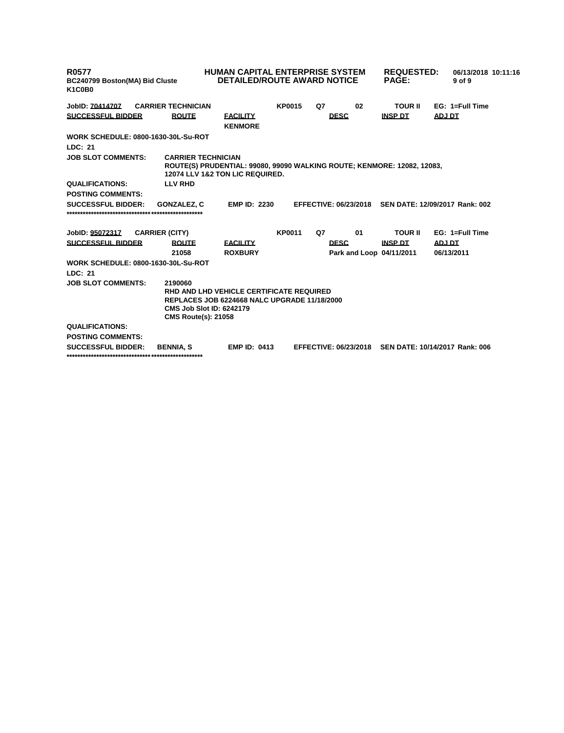**R0577**
**BC240799 Boston(MA) Bid Cluste**
**K1C0B0**

**HUMAN CAPITAL ENTERPRISE SYSTEM**
**DETAILED/ROUTE AWARD NOTICE**

**REQUESTED:** 06/13/2018 10:11:16

---

**JobID: 70414707** **CARRIER TECHNICIAN** **KP0015** **Q7** **02** **TOUR II** **EG: 1=Full Time**

| SUCCESSFUL BIDDER | ROUTE | FACILITY | DESC | INSP DT | ADJ DT |
|---|---|---|---|---|---|
| | | KENMORE | | | |

**WORK SCHEDULE: 0800-1630-30L-Su-ROT**

**LDC: 21**

**JOB SLOT COMMENTS:** CARRIER TECHNICIAN
ROUTE(S) PRUDENTIAL: 99080, 99090 WALKING ROUTE; KENMORE: 12082, 12083, 12074 LLV 1&2 TON LIC REQUIRED.

**QUALIFICATIONS:** LLV RHD

**POSTING COMMENTS:**

**SUCCESSFUL BIDDER:** GONZALEZ, C **EMP ID:** 2230 **EFFECTIVE:** 06/23/2018 **SEN DATE:** 12/09/2017 **Rank:** 002

****************************************************

**JobID: 95072317** **CARRIER (CITY)** **KP0011** **Q7** **01** **TOUR II** **EG: 1=Full Time**

| SUCCESSFUL BIDDER | ROUTE | FACILITY | DESC | INSP DT | ADJ DT |
|---|---|---|---|---|---|
| | 21058 | ROXBURY | Park and Loop | 04/11/2011 | 06/13/2011 |

**WORK SCHEDULE: 0800-1630-30L-Su-ROT**

**LDC: 21**

**JOB SLOT COMMENTS:** 2190060
RHD AND LHD VEHICLE CERTIFICATE REQUIRED
REPLACES JOB 6224668 NALC UPGRADE 11/18/2000
CMS Job Slot ID: 6242179
CMS Route(s): 21058

**QUALIFICATIONS:**

**POSTING COMMENTS:**

**SUCCESSFUL BIDDER:** BENNIA, S **EMP ID:** 0413 **EFFECTIVE:** 06/23/2018 **SEN DATE:** 10/14/2017 **Rank:** 006

****************************************************